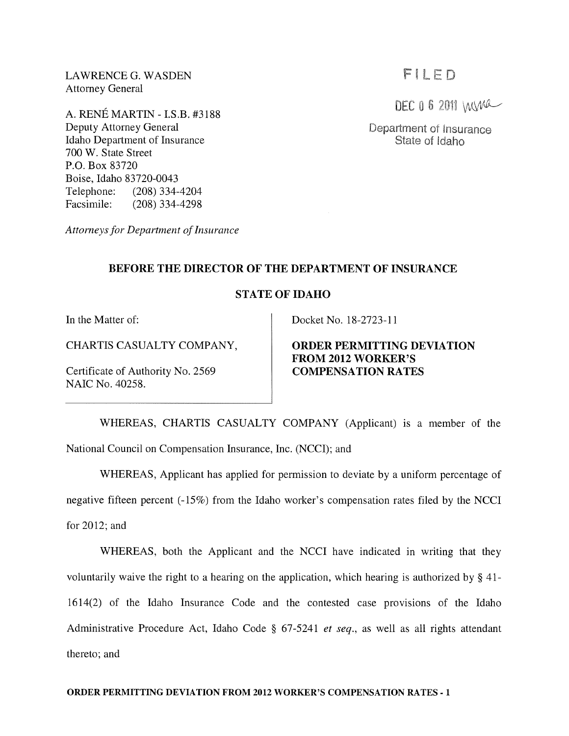LAWRENCE G. WASDEN
Attorney General

A. RENÉ MARTIN - I.S.B. #3188
Deputy Attorney General
Idaho Department of Insurance
700 W. State Street
P.O. Box 83720
Boise, Idaho 83720-0043
Telephone: (208) 334-4204
Facsimile: (208) 334-4298

*Attorneys for Department of Insurance*

FILED

DEC 0 6 2011

Department of Insurance
State of Idaho

**BEFORE THE DIRECTOR OF THE DEPARTMENT OF INSURANCE**

**STATE OF IDAHO**

| In the Matter of: CHARTIS CASUALTY COMPANY, Certificate of Authority No. 2569 NAIC No. 40258. | Docket No. 18-2723-11 **ORDER PERMITTING DEVIATION FROM 2012 WORKER'S COMPENSATION RATES** |
|---|---|

WHEREAS, CHARTIS CASUALTY COMPANY (Applicant) is a member of the National Council on Compensation Insurance, Inc. (NCCI); and

WHEREAS, Applicant has applied for permission to deviate by a uniform percentage of negative fifteen percent (-15%) from the Idaho worker's compensation rates filed by the NCCI for 2012; and

WHEREAS, both the Applicant and the NCCI have indicated in writing that they voluntarily waive the right to a hearing on the application, which hearing is authorized by § 41-1614(2) of the Idaho Insurance Code and the contested case provisions of the Idaho Administrative Procedure Act, Idaho Code § 67-5241 *et seq.*, as well as all rights attendant thereto; and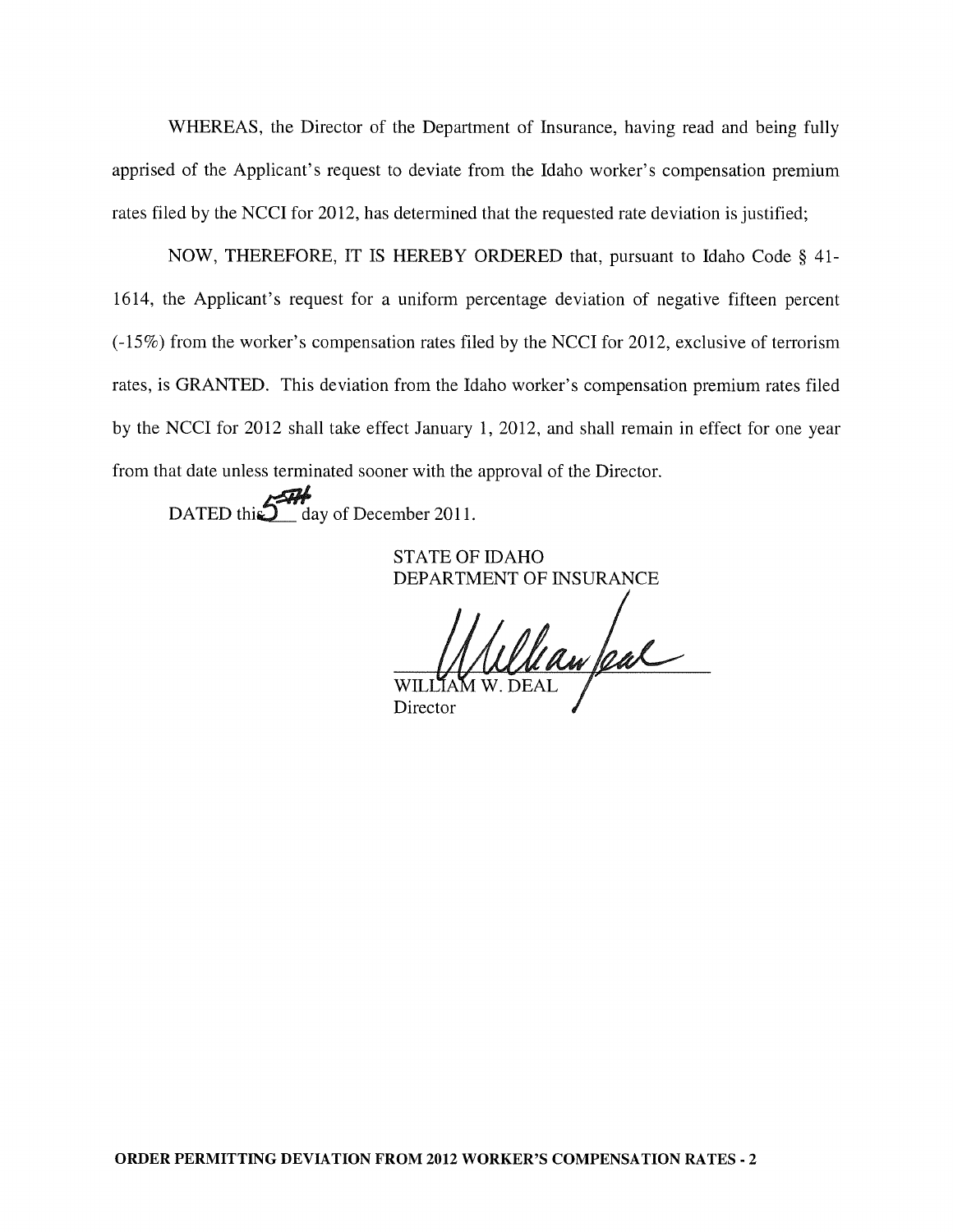WHEREAS, the Director of the Department of Insurance, having read and being fully apprised of the Applicant's request to deviate from the Idaho worker's compensation premium rates filed by the NCCI for 2012, has determined that the requested rate deviation is justified;

NOW, THEREFORE, IT IS HEREBY ORDERED that, pursuant to Idaho Code § 41-1614, the Applicant's request for a uniform percentage deviation of negative fifteen percent (-15%) from the worker's compensation rates filed by the NCCI for 2012, exclusive of terrorism rates, is GRANTED. This deviation from the Idaho worker's compensation premium rates filed by the NCCI for 2012 shall take effect January 1, 2012, and shall remain in effect for one year from that date unless terminated sooner with the approval of the Director.

DATED this 5TH day of December 2011.

STATE OF IDAHO
DEPARTMENT OF INSURANCE

WILLIAM W. DEAL
Director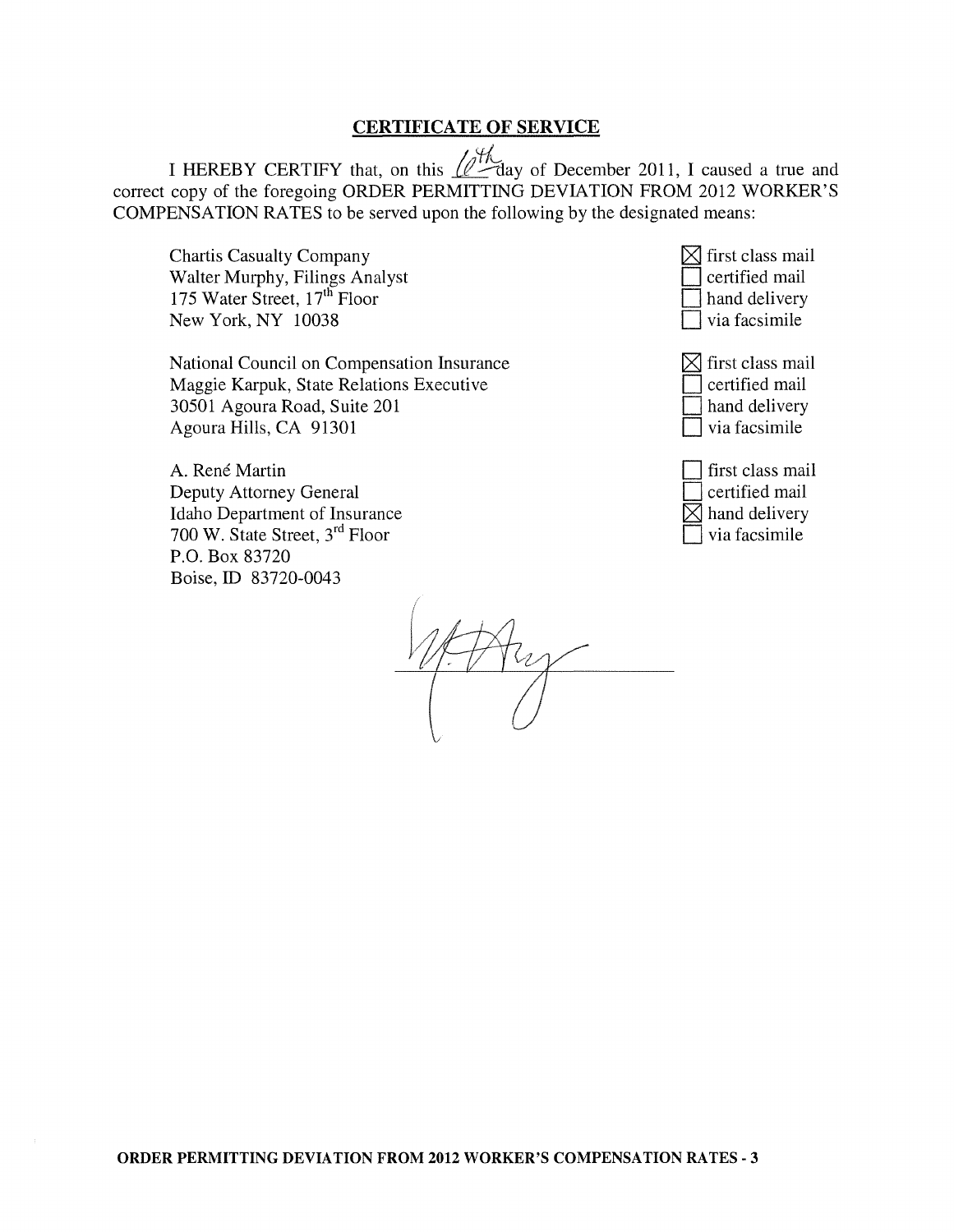## CERTIFICATE OF SERVICE

I HEREBY CERTIFY that, on this 6th day of December 2011, I caused a true and correct copy of the foregoing ORDER PERMITTING DEVIATION FROM 2012 WORKER'S COMPENSATION RATES to be served upon the following by the designated means:

| | |
|---|---|
| Chartis Casualty Company<br>Walter Murphy, Filings Analyst<br>175 Water Street, 17th Floor<br>New York, NY 10038 | ☒ first class mail<br>☐ certified mail<br>☐ hand delivery<br>☐ via facsimile |
| National Council on Compensation Insurance<br>Maggie Karpuk, State Relations Executive<br>30501 Agoura Road, Suite 201<br>Agoura Hills, CA 91301 | ☒ first class mail<br>☐ certified mail<br>☐ hand delivery<br>☐ via facsimile |
| A. René Martin<br>Deputy Attorney General<br>Idaho Department of Insurance<br>700 W. State Street, 3rd Floor<br>P.O. Box 83720<br>Boise, ID 83720-0043 | ☐ first class mail<br>☐ certified mail<br>☒ hand delivery<br>☐ via facsimile |

[signature]

**ORDER PERMITTING DEVIATION FROM 2012 WORKER'S COMPENSATION RATES - 3**